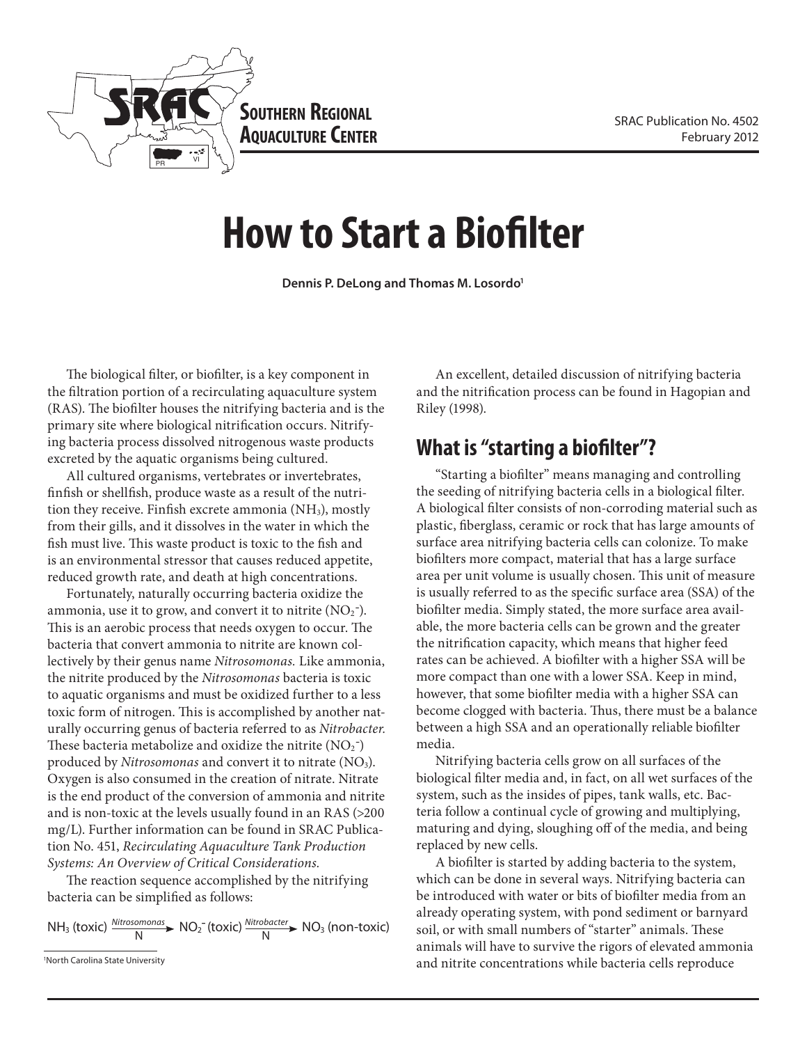SOUTHERN REGIONAL AQUACULTURE CENTER

SRAC Publication No. 4502
February 2012

# How to Start a Biofilter

**Dennis P. DeLong and Thomas M. Losordo[1]**

The biological filter, or biofilter, is a key component in the filtration portion of a recirculating aquaculture system (RAS). The biofilter houses the nitrifying bacteria and is the primary site where biological nitrification occurs. Nitrifying bacteria process dissolved nitrogenous waste products excreted by the aquatic organisms being cultured.

All cultured organisms, vertebrates or invertebrates, finfish or shellfish, produce waste as a result of the nutrition they receive. Finfish excrete ammonia ($NH_3$), mostly from their gills, and it dissolves in the water in which the fish must live. This waste product is toxic to the fish and is an environmental stressor that causes reduced appetite, reduced growth rate, and death at high concentrations.

Fortunately, naturally occurring bacteria oxidize the ammonia, use it to grow, and convert it to nitrite ($NO_2^-$). This is an aerobic process that needs oxygen to occur. The bacteria that convert ammonia to nitrite are known collectively by their genus name *Nitrosomonas.* Like ammonia, the nitrite produced by the *Nitrosomonas* bacteria is toxic to aquatic organisms and must be oxidized further to a less toxic form of nitrogen. This is accomplished by another naturally occurring genus of bacteria referred to as *Nitrobacter.* These bacteria metabolize and oxidize the nitrite ($NO_2^-$) produced by *Nitrosomonas* and convert it to nitrate ($NO_3$). Oxygen is also consumed in the creation of nitrate. Nitrate is the end product of the conversion of ammonia and nitrite and is non-toxic at the levels usually found in an RAS (>200 mg/L). Further information can be found in SRAC Publication No. 451, *Recirculating Aquaculture Tank Production Systems: An Overview of Critical Considerations.*

The reaction sequence accomplished by the nitrifying bacteria can be simplified as follows:

$$NH_3 \text{ (toxic)} \xrightarrow[N]{Nitrosomonas} NO_2^- \text{ (toxic)} \xrightarrow[N]{Nitrobacter} NO_3 \text{ (non-toxic)}$$

[1] North Carolina State University

An excellent, detailed discussion of nitrifying bacteria and the nitrification process can be found in Hagopian and Riley (1998).

## What is "starting a biofilter"?

"Starting a biofilter" means managing and controlling the seeding of nitrifying bacteria cells in a biological filter. A biological filter consists of non-corroding material such as plastic, fiberglass, ceramic or rock that has large amounts of surface area nitrifying bacteria cells can colonize. To make biofilters more compact, material that has a large surface area per unit volume is usually chosen. This unit of measure is usually referred to as the specific surface area (SSA) of the biofilter media. Simply stated, the more surface area available, the more bacteria cells can be grown and the greater the nitrification capacity, which means that higher feed rates can be achieved. A biofilter with a higher SSA will be more compact than one with a lower SSA. Keep in mind, however, that some biofilter media with a higher SSA can become clogged with bacteria. Thus, there must be a balance between a high SSA and an operationally reliable biofilter media.

Nitrifying bacteria cells grow on all surfaces of the biological filter media and, in fact, on all wet surfaces of the system, such as the insides of pipes, tank walls, etc. Bacteria follow a continual cycle of growing and multiplying, maturing and dying, sloughing off of the media, and being replaced by new cells.

A biofilter is started by adding bacteria to the system, which can be done in several ways. Nitrifying bacteria can be introduced with water or bits of biofilter media from an already operating system, with pond sediment or barnyard soil, or with small numbers of "starter" animals. These animals will have to survive the rigors of elevated ammonia and nitrite concentrations while bacteria cells reproduce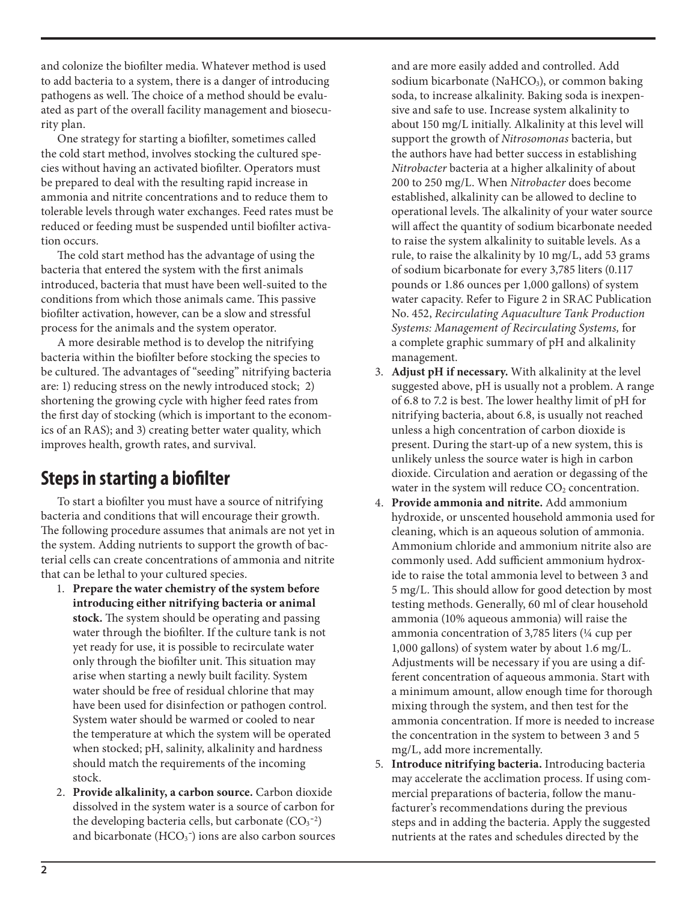and colonize the biofilter media. Whatever method is used to add bacteria to a system, there is a danger of introducing pathogens as well. The choice of a method should be evaluated as part of the overall facility management and biosecurity plan.

One strategy for starting a biofilter, sometimes called the cold start method, involves stocking the cultured species without having an activated biofilter. Operators must be prepared to deal with the resulting rapid increase in ammonia and nitrite concentrations and to reduce them to tolerable levels through water exchanges. Feed rates must be reduced or feeding must be suspended until biofilter activation occurs.

The cold start method has the advantage of using the bacteria that entered the system with the first animals introduced, bacteria that must have been well-suited to the conditions from which those animals came. This passive biofilter activation, however, can be a slow and stressful process for the animals and the system operator.

A more desirable method is to develop the nitrifying bacteria within the biofilter before stocking the species to be cultured. The advantages of "seeding" nitrifying bacteria are: 1) reducing stress on the newly introduced stock; 2) shortening the growing cycle with higher feed rates from the first day of stocking (which is important to the economics of an RAS); and 3) creating better water quality, which improves health, growth rates, and survival.

## Steps in starting a biofilter

To start a biofilter you must have a source of nitrifying bacteria and conditions that will encourage their growth. The following procedure assumes that animals are not yet in the system. Adding nutrients to support the growth of bacterial cells can create concentrations of ammonia and nitrite that can be lethal to your cultured species.

1. **Prepare the water chemistry of the system before introducing either nitrifying bacteria or animal stock.** The system should be operating and passing water through the biofilter. If the culture tank is not yet ready for use, it is possible to recirculate water only through the biofilter unit. This situation may arise when starting a newly built facility. System water should be free of residual chlorine that may have been used for disinfection or pathogen control. System water should be warmed or cooled to near the temperature at which the system will be operated when stocked; pH, salinity, alkalinity and hardness should match the requirements of the incoming stock.
2. **Provide alkalinity, a carbon source.** Carbon dioxide dissolved in the system water is a source of carbon for the developing bacteria cells, but carbonate ($CO_3^{-2}$) and bicarbonate ($HCO_3^{-}$) ions are also carbon sources and are more easily added and controlled. Add sodium bicarbonate ($NaHCO_3$), or common baking soda, to increase alkalinity. Baking soda is inexpensive and safe to use. Increase system alkalinity to about 150 mg/L initially. Alkalinity at this level will support the growth of *Nitrosomonas* bacteria, but the authors have had better success in establishing *Nitrobacter* bacteria at a higher alkalinity of about 200 to 250 mg/L. When *Nitrobacter* does become established, alkalinity can be allowed to decline to operational levels. The alkalinity of your water source will affect the quantity of sodium bicarbonate needed to raise the system alkalinity to suitable levels. As a rule, to raise the alkalinity by 10 mg/L, add 53 grams of sodium bicarbonate for every 3,785 liters (0.117 pounds or 1.86 ounces per 1,000 gallons) of system water capacity. Refer to Figure 2 in SRAC Publication No. 452, *Recirculating Aquaculture Tank Production Systems: Management of Recirculating Systems,* for a complete graphic summary of pH and alkalinity management.
3. **Adjust pH if necessary.** With alkalinity at the level suggested above, pH is usually not a problem. A range of 6.8 to 7.2 is best. The lower healthy limit of pH for nitrifying bacteria, about 6.8, is usually not reached unless a high concentration of carbon dioxide is present. During the start-up of a new system, this is unlikely unless the source water is high in carbon dioxide. Circulation and aeration or degassing of the water in the system will reduce $CO_2$ concentration.
4. **Provide ammonia and nitrite.** Add ammonium hydroxide, or unscented household ammonia used for cleaning, which is an aqueous solution of ammonia. Ammonium chloride and ammonium nitrite also are commonly used. Add sufficient ammonium hydroxide to raise the total ammonia level to between 3 and 5 mg/L. This should allow for good detection by most testing methods. Generally, 60 ml of clear household ammonia (10% aqueous ammonia) will raise the ammonia concentration of 3,785 liters (¼ cup per 1,000 gallons) of system water by about 1.6 mg/L. Adjustments will be necessary if you are using a different concentration of aqueous ammonia. Start with a minimum amount, allow enough time for thorough mixing through the system, and then test for the ammonia concentration. If more is needed to increase the concentration in the system to between 3 and 5 mg/L, add more incrementally.
5. **Introduce nitrifying bacteria.** Introducing bacteria may accelerate the acclimation process. If using commercial preparations of bacteria, follow the manufacturer's recommendations during the previous steps and in adding the bacteria. Apply the suggested nutrients at the rates and schedules directed by the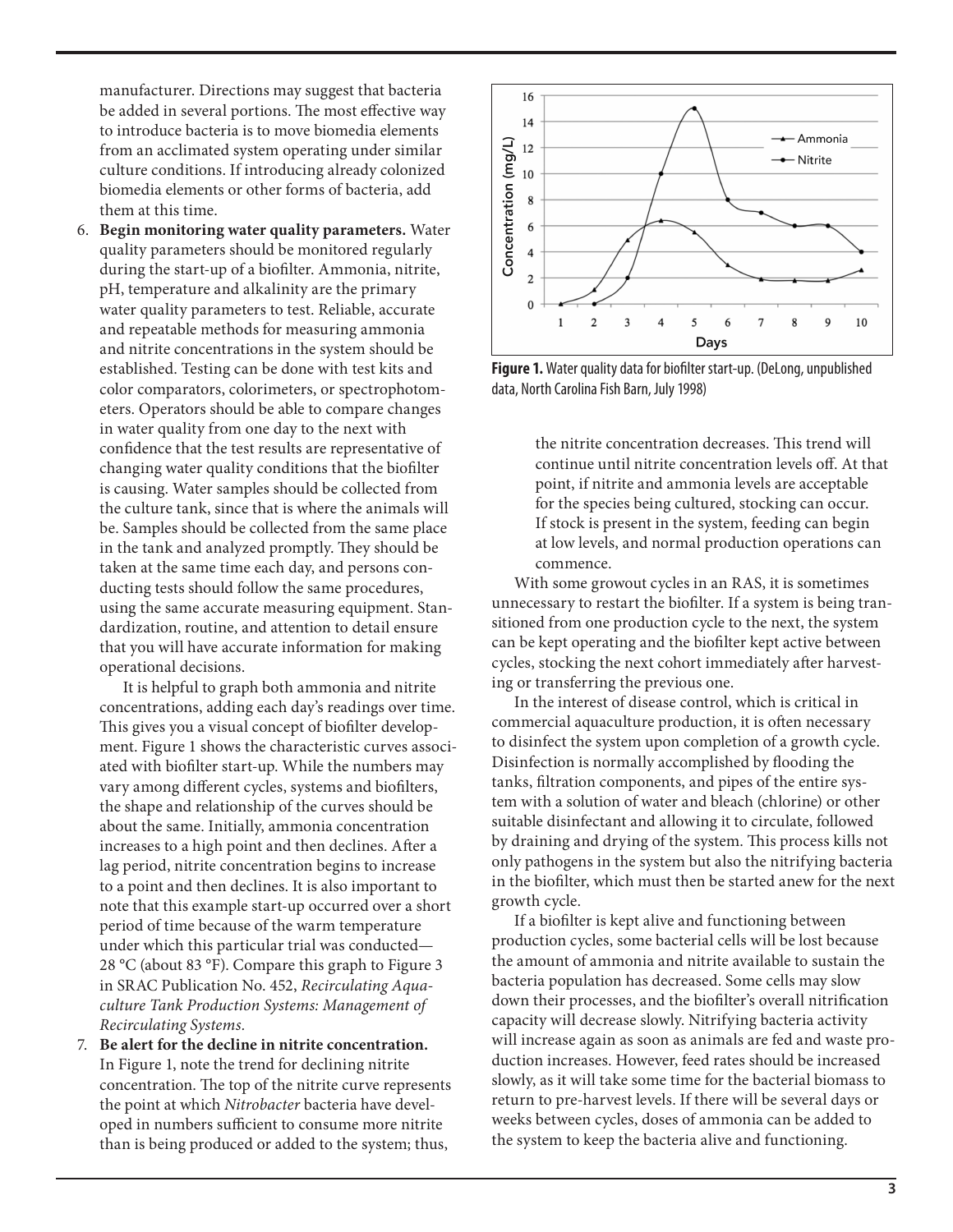manufacturer. Directions may suggest that bacteria be added in several portions. The most effective way to introduce bacteria is to move biomedia elements from an acclimated system operating under similar culture conditions. If introducing already colonized biomedia elements or other forms of bacteria, add them at this time.

6. **Begin monitoring water quality parameters.** Water quality parameters should be monitored regularly during the start-up of a biofilter. Ammonia, nitrite, pH, temperature and alkalinity are the primary water quality parameters to test. Reliable, accurate and repeatable methods for measuring ammonia and nitrite concentrations in the system should be established. Testing can be done with test kits and color comparators, colorimeters, or spectrophotometers. Operators should be able to compare changes in water quality from one day to the next with confidence that the test results are representative of changing water quality conditions that the biofilter is causing. Water samples should be collected from the culture tank, since that is where the animals will be. Samples should be collected from the same place in the tank and analyzed promptly. They should be taken at the same time each day, and persons conducting tests should follow the same procedures, using the same accurate measuring equipment. Standardization, routine, and attention to detail ensure that you will have accurate information for making operational decisions.

   It is helpful to graph both ammonia and nitrite concentrations, adding each day's readings over time. This gives you a visual concept of biofilter development. Figure 1 shows the characteristic curves associated with biofilter start-up. While the numbers may vary among different cycles, systems and biofilters, the shape and relationship of the curves should be about the same. Initially, ammonia concentration increases to a high point and then declines. After a lag period, nitrite concentration begins to increase to a point and then declines. It is also important to note that this example start-up occurred over a short period of time because of the warm temperature under which this particular trial was conducted—28 °C (about 83 °F). Compare this graph to Figure 3 in SRAC Publication No. 452, *Recirculating Aquaculture Tank Production Systems: Management of Recirculating Systems.*

7. **Be alert for the decline in nitrite concentration.** In Figure 1, note the trend for declining nitrite concentration. The top of the nitrite curve represents the point at which *Nitrobacter* bacteria have developed in numbers sufficient to consume more nitrite than is being produced or added to the system; thus, the nitrite concentration decreases. This trend will continue until nitrite concentration levels off. At that point, if nitrite and ammonia levels are acceptable for the species being cultured, stocking can occur. If stock is present in the system, feeding can begin at low levels, and normal production operations can commence.

**Figure 1.** Water quality data for biofilter start-up. (DeLong, unpublished data, North Carolina Fish Barn, July 1998)

With some growout cycles in an RAS, it is sometimes unnecessary to restart the biofilter. If a system is being transitioned from one production cycle to the next, the system can be kept operating and the biofilter kept active between cycles, stocking the next cohort immediately after harvesting or transferring the previous one.

In the interest of disease control, which is critical in commercial aquaculture production, it is often necessary to disinfect the system upon completion of a growth cycle. Disinfection is normally accomplished by flooding the tanks, filtration components, and pipes of the entire system with a solution of water and bleach (chlorine) or other suitable disinfectant and allowing it to circulate, followed by draining and drying of the system. This process kills not only pathogens in the system but also the nitrifying bacteria in the biofilter, which must then be started anew for the next growth cycle.

If a biofilter is kept alive and functioning between production cycles, some bacterial cells will be lost because the amount of ammonia and nitrite available to sustain the bacteria population has decreased. Some cells may slow down their processes, and the biofilter's overall nitrification capacity will decrease slowly. Nitrifying bacteria activity will increase again as soon as animals are fed and waste production increases. However, feed rates should be increased slowly, as it will take some time for the bacterial biomass to return to pre-harvest levels. If there will be several days or weeks between cycles, doses of ammonia can be added to the system to keep the bacteria alive and functioning.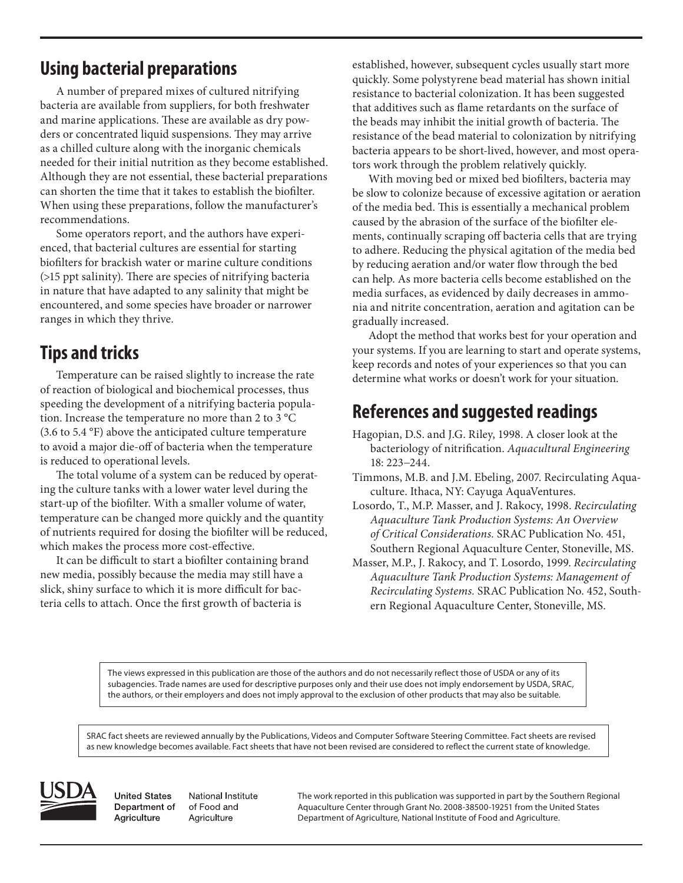## Using bacterial preparations

A number of prepared mixes of cultured nitrifying bacteria are available from suppliers, for both freshwater and marine applications. These are available as dry powders or concentrated liquid suspensions. They may arrive as a chilled culture along with the inorganic chemicals needed for their initial nutrition as they become established. Although they are not essential, these bacterial preparations can shorten the time that it takes to establish the biofilter. When using these preparations, follow the manufacturer's recommendations.

Some operators report, and the authors have experienced, that bacterial cultures are essential for starting biofilters for brackish water or marine culture conditions (>15 ppt salinity). There are species of nitrifying bacteria in nature that have adapted to any salinity that might be encountered, and some species have broader or narrower ranges in which they thrive.

## Tips and tricks

Temperature can be raised slightly to increase the rate of reaction of biological and biochemical processes, thus speeding the development of a nitrifying bacteria population. Increase the temperature no more than 2 to 3 °C (3.6 to 5.4 °F) above the anticipated culture temperature to avoid a major die-off of bacteria when the temperature is reduced to operational levels.

The total volume of a system can be reduced by operating the culture tanks with a lower water level during the start-up of the biofilter. With a smaller volume of water, temperature can be changed more quickly and the quantity of nutrients required for dosing the biofilter will be reduced, which makes the process more cost-effective.

It can be difficult to start a biofilter containing brand new media, possibly because the media may still have a slick, shiny surface to which it is more difficult for bacteria cells to attach. Once the first growth of bacteria is established, however, subsequent cycles usually start more quickly. Some polystyrene bead material has shown initial resistance to bacterial colonization. It has been suggested that additives such as flame retardants on the surface of the beads may inhibit the initial growth of bacteria. The resistance of the bead material to colonization by nitrifying bacteria appears to be short-lived, however, and most operators work through the problem relatively quickly.

With moving bed or mixed bed biofilters, bacteria may be slow to colonize because of excessive agitation or aeration of the media bed. This is essentially a mechanical problem caused by the abrasion of the surface of the biofilter elements, continually scraping off bacteria cells that are trying to adhere. Reducing the physical agitation of the media bed by reducing aeration and/or water flow through the bed can help. As more bacteria cells become established on the media surfaces, as evidenced by daily decreases in ammonia and nitrite concentration, aeration and agitation can be gradually increased.

Adopt the method that works best for your operation and your systems. If you are learning to start and operate systems, keep records and notes of your experiences so that you can determine what works or doesn't work for your situation.

## References and suggested readings

Hagopian, D.S. and J.G. Riley, 1998. A closer look at the bacteriology of nitrification. *Aquacultural Engineering* 18: 223–244.

Timmons, M.B. and J.M. Ebeling, 2007. Recirculating Aquaculture. Ithaca, NY: Cayuga AquaVentures.

Losordo, T., M.P. Masser, and J. Rakocy, 1998. *Recirculating Aquaculture Tank Production Systems: An Overview of Critical Considerations.* SRAC Publication No. 451, Southern Regional Aquaculture Center, Stoneville, MS.

Masser, M.P., J. Rakocy, and T. Losordo, 1999. *Recirculating Aquaculture Tank Production Systems: Management of Recirculating Systems.* SRAC Publication No. 452, Southern Regional Aquaculture Center, Stoneville, MS.

The views expressed in this publication are those of the authors and do not necessarily reflect those of USDA or any of its subagencies. Trade names are used for descriptive purposes only and their use does not imply endorsement by USDA, SRAC, the authors, or their employers and does not imply approval to the exclusion of other products that may also be suitable.

SRAC fact sheets are reviewed annually by the Publications, Videos and Computer Software Steering Committee. Fact sheets are revised as new knowledge becomes available. Fact sheets that have not been revised are considered to reflect the current state of knowledge.

USDA — United States Department of Agriculture — National Institute of Food and Agriculture

The work reported in this publication was supported in part by the Southern Regional Aquaculture Center through Grant No. 2008-38500-19251 from the United States Department of Agriculture, National Institute of Food and Agriculture.